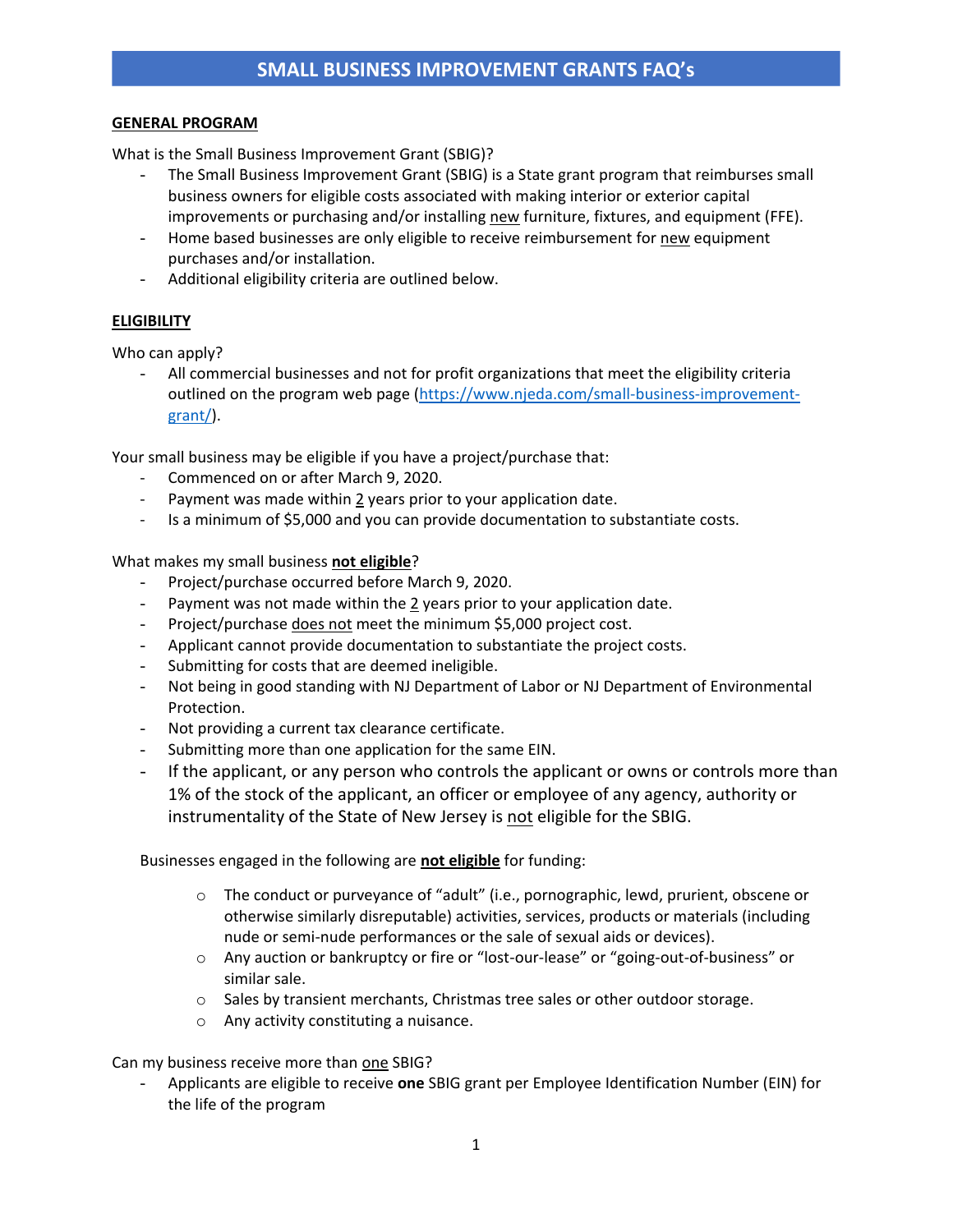# SMALL BUSINESS IMPROVEMENT GRANTS FAQ's

## GENERAL PROGRAM

What is the Small Business Improvement Grant (SBIG)?

- The Small Business Improvement Grant (SBIG) is a State grant program that reimburses small business owners for eligible costs associated with making interior or exterior capital improvements or purchasing and/or installing new furniture, fixtures, and equipment (FFE).
- Home based businesses are only eligible to receive reimbursement for new equipment purchases and/or installation.
- Additional eligibility criteria are outlined below.

## ELIGIBILITY

Who can apply?

- All commercial businesses and not for profit organizations that meet the eligibility criteria outlined on the program web page (https://www.njeda.com/small-business-improvement-grant/).

Your small business may be eligible if you have a project/purchase that:

- Commenced on or after March 9, 2020.
- Payment was made within 2 years prior to your application date.
- Is a minimum of $5,000 and you can provide documentation to substantiate costs.

What makes my small business **not eligible**?

- Project/purchase occurred before March 9, 2020.
- Payment was not made within the 2 years prior to your application date.
- Project/purchase does not meet the minimum $5,000 project cost.
- Applicant cannot provide documentation to substantiate the project costs.
- Submitting for costs that are deemed ineligible.
- Not being in good standing with NJ Department of Labor or NJ Department of Environmental Protection.
- Not providing a current tax clearance certificate.
- Submitting more than one application for the same EIN.
- If the applicant, or any person who controls the applicant or owns or controls more than 1% of the stock of the applicant, an officer or employee of any agency, authority or instrumentality of the State of New Jersey is not eligible for the SBIG.

Businesses engaged in the following are **not eligible** for funding:

- The conduct or purveyance of "adult" (i.e., pornographic, lewd, prurient, obscene or otherwise similarly disreputable) activities, services, products or materials (including nude or semi-nude performances or the sale of sexual aids or devices).
- Any auction or bankruptcy or fire or "lost-our-lease" or "going-out-of-business" or similar sale.
- Sales by transient merchants, Christmas tree sales or other outdoor storage.
- Any activity constituting a nuisance.

Can my business receive more than one SBIG?

- Applicants are eligible to receive **one** SBIG grant per Employee Identification Number (EIN) for the life of the program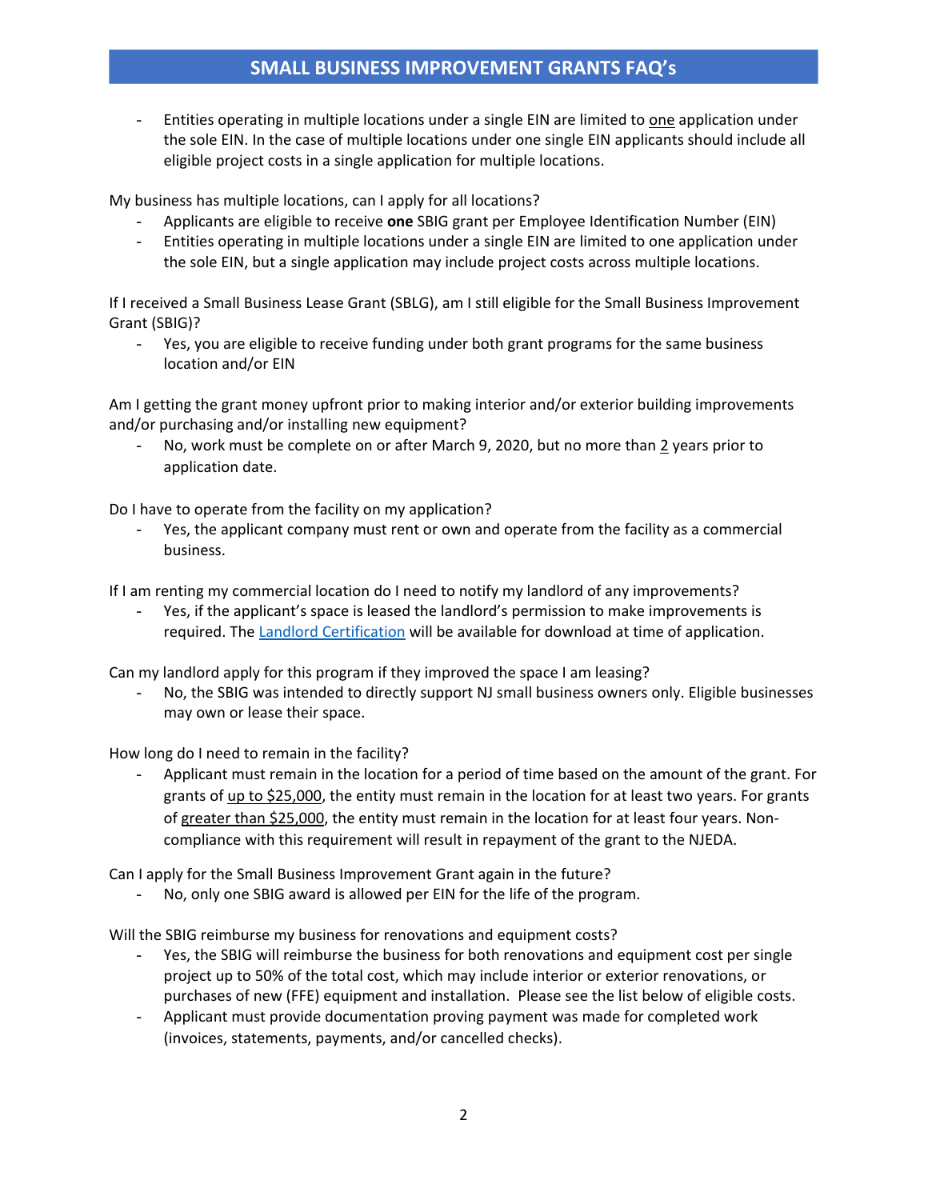- Entities operating in multiple locations under a single EIN are limited to one application under the sole EIN. In the case of multiple locations under one single EIN applicants should include all eligible project costs in a single application for multiple locations.

My business has multiple locations, can I apply for all locations?

- Applicants are eligible to receive **one** SBIG grant per Employee Identification Number (EIN)
- Entities operating in multiple locations under a single EIN are limited to one application under the sole EIN, but a single application may include project costs across multiple locations.

If I received a Small Business Lease Grant (SBLG), am I still eligible for the Small Business Improvement Grant (SBIG)?

- Yes, you are eligible to receive funding under both grant programs for the same business location and/or EIN

Am I getting the grant money upfront prior to making interior and/or exterior building improvements and/or purchasing and/or installing new equipment?

- No, work must be complete on or after March 9, 2020, but no more than 2 years prior to application date.

Do I have to operate from the facility on my application?

- Yes, the applicant company must rent or own and operate from the facility as a commercial business.

If I am renting my commercial location do I need to notify my landlord of any improvements?

- Yes, if the applicant's space is leased the landlord's permission to make improvements is required. The Landlord Certification will be available for download at time of application.

Can my landlord apply for this program if they improved the space I am leasing?

- No, the SBIG was intended to directly support NJ small business owners only. Eligible businesses may own or lease their space.

How long do I need to remain in the facility?

- Applicant must remain in the location for a period of time based on the amount of the grant. For grants of up to $25,000, the entity must remain in the location for at least two years. For grants of greater than $25,000, the entity must remain in the location for at least four years. Non-compliance with this requirement will result in repayment of the grant to the NJEDA.

Can I apply for the Small Business Improvement Grant again in the future?

- No, only one SBIG award is allowed per EIN for the life of the program.

Will the SBIG reimburse my business for renovations and equipment costs?

- Yes, the SBIG will reimburse the business for both renovations and equipment cost per single project up to 50% of the total cost, which may include interior or exterior renovations, or purchases of new (FFE) equipment and installation. Please see the list below of eligible costs.
- Applicant must provide documentation proving payment was made for completed work (invoices, statements, payments, and/or cancelled checks).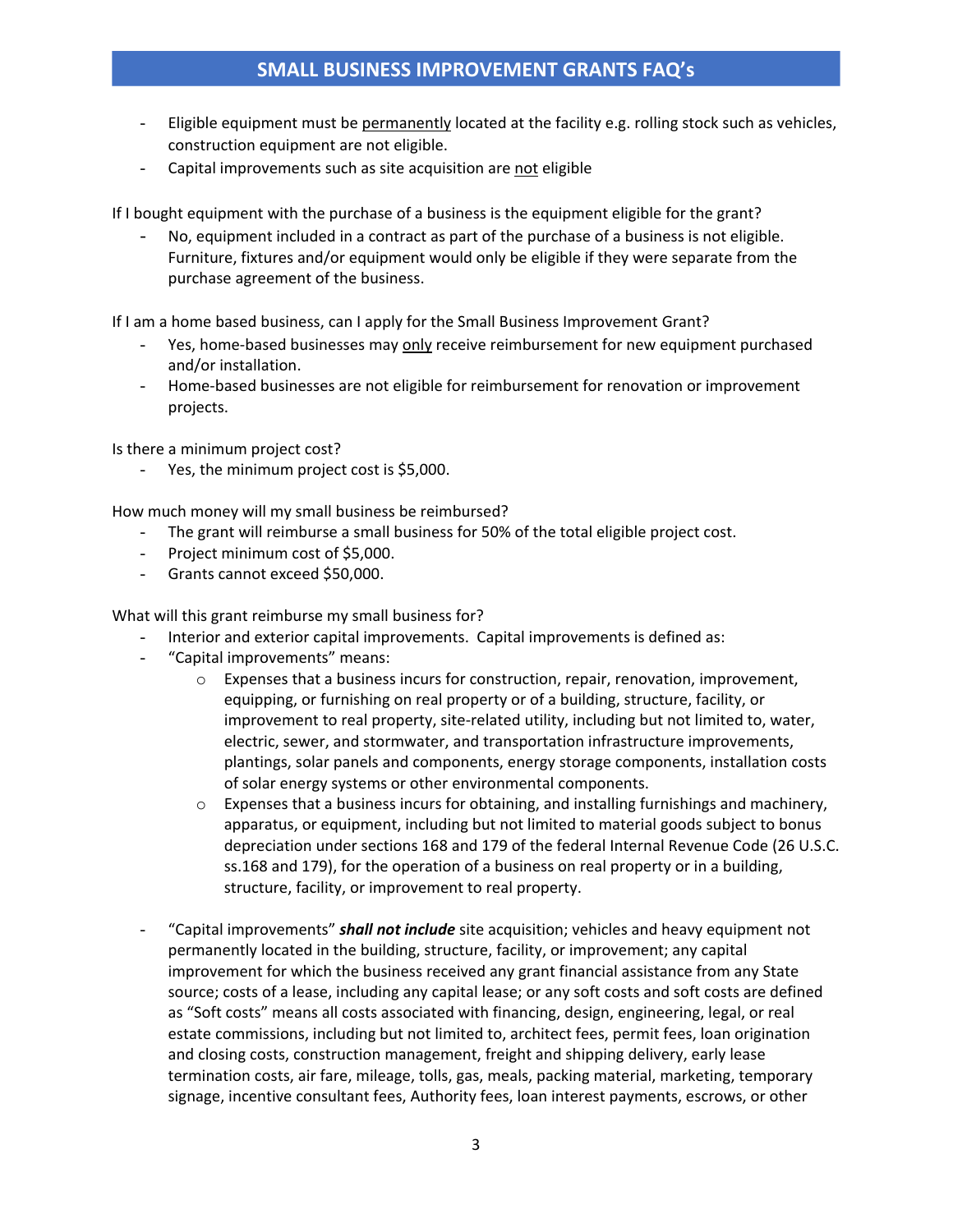- Eligible equipment must be <u>permanently</u> located at the facility e.g. rolling stock such as vehicles, construction equipment are not eligible.
- Capital improvements such as site acquisition are <u>not</u> eligible

If I bought equipment with the purchase of a business is the equipment eligible for the grant?

- No, equipment included in a contract as part of the purchase of a business is not eligible. Furniture, fixtures and/or equipment would only be eligible if they were separate from the purchase agreement of the business.

If I am a home based business, can I apply for the Small Business Improvement Grant?

- Yes, home-based businesses may <u>only</u> receive reimbursement for new equipment purchased and/or installation.
- Home-based businesses are not eligible for reimbursement for renovation or improvement projects.

Is there a minimum project cost?

- Yes, the minimum project cost is $5,000.

How much money will my small business be reimbursed?

- The grant will reimburse a small business for 50% of the total eligible project cost.
- Project minimum cost of $5,000.
- Grants cannot exceed $50,000.

What will this grant reimburse my small business for?

- Interior and exterior capital improvements. Capital improvements is defined as:
- "Capital improvements" means:
    - Expenses that a business incurs for construction, repair, renovation, improvement, equipping, or furnishing on real property or of a building, structure, facility, or improvement to real property, site-related utility, including but not limited to, water, electric, sewer, and stormwater, and transportation infrastructure improvements, plantings, solar panels and components, energy storage components, installation costs of solar energy systems or other environmental components.
    - Expenses that a business incurs for obtaining, and installing furnishings and machinery, apparatus, or equipment, including but not limited to material goods subject to bonus depreciation under sections 168 and 179 of the federal Internal Revenue Code (26 U.S.C. ss.168 and 179), for the operation of a business on real property or in a building, structure, facility, or improvement to real property.

- "Capital improvements" ***shall not include*** site acquisition; vehicles and heavy equipment not permanently located in the building, structure, facility, or improvement; any capital improvement for which the business received any grant financial assistance from any State source; costs of a lease, including any capital lease; or any soft costs and soft costs are defined as "Soft costs" means all costs associated with financing, design, engineering, legal, or real estate commissions, including but not limited to, architect fees, permit fees, loan origination and closing costs, construction management, freight and shipping delivery, early lease termination costs, air fare, mileage, tolls, gas, meals, packing material, marketing, temporary signage, incentive consultant fees, Authority fees, loan interest payments, escrows, or other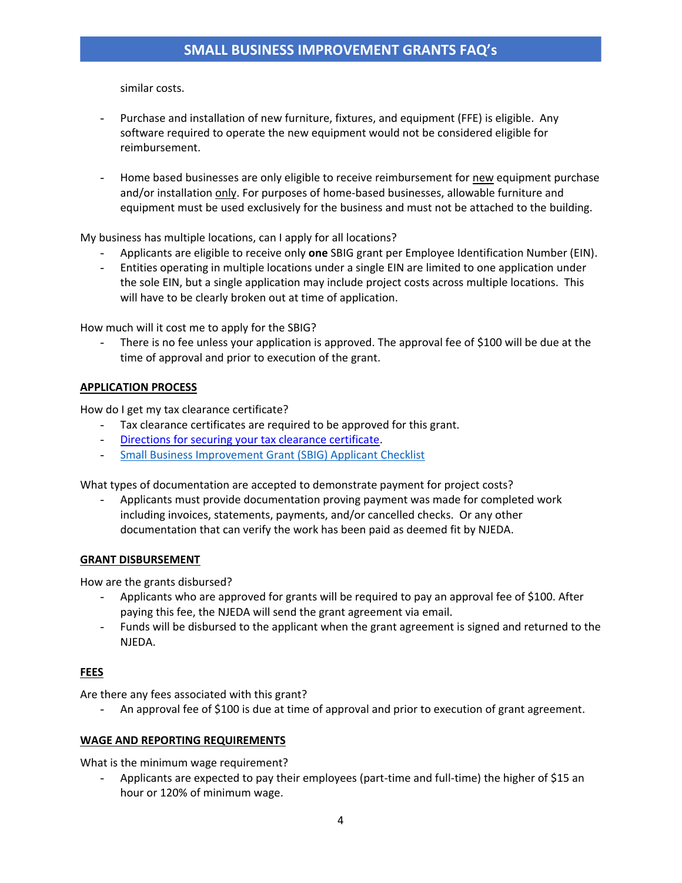similar costs.

- Purchase and installation of new furniture, fixtures, and equipment (FFE) is eligible. Any software required to operate the new equipment would not be considered eligible for reimbursement.

- Home based businesses are only eligible to receive reimbursement for new equipment purchase and/or installation only. For purposes of home-based businesses, allowable furniture and equipment must be used exclusively for the business and must not be attached to the building.

My business has multiple locations, can I apply for all locations?

- Applicants are eligible to receive only **one** SBIG grant per Employee Identification Number (EIN).
- Entities operating in multiple locations under a single EIN are limited to one application under the sole EIN, but a single application may include project costs across multiple locations. This will have to be clearly broken out at time of application.

How much will it cost me to apply for the SBIG?

- There is no fee unless your application is approved. The approval fee of $100 will be due at the time of approval and prior to execution of the grant.

## APPLICATION PROCESS

How do I get my tax clearance certificate?

- Tax clearance certificates are required to be approved for this grant.
- Directions for securing your tax clearance certificate.
- Small Business Improvement Grant (SBIG) Applicant Checklist

What types of documentation are accepted to demonstrate payment for project costs?

- Applicants must provide documentation proving payment was made for completed work including invoices, statements, payments, and/or cancelled checks. Or any other documentation that can verify the work has been paid as deemed fit by NJEDA.

## GRANT DISBURSEMENT

How are the grants disbursed?

- Applicants who are approved for grants will be required to pay an approval fee of $100. After paying this fee, the NJEDA will send the grant agreement via email.
- Funds will be disbursed to the applicant when the grant agreement is signed and returned to the NJEDA.

## FEES

Are there any fees associated with this grant?

- An approval fee of $100 is due at time of approval and prior to execution of grant agreement.

## WAGE AND REPORTING REQUIREMENTS

What is the minimum wage requirement?

- Applicants are expected to pay their employees (part-time and full-time) the higher of $15 an hour or 120% of minimum wage.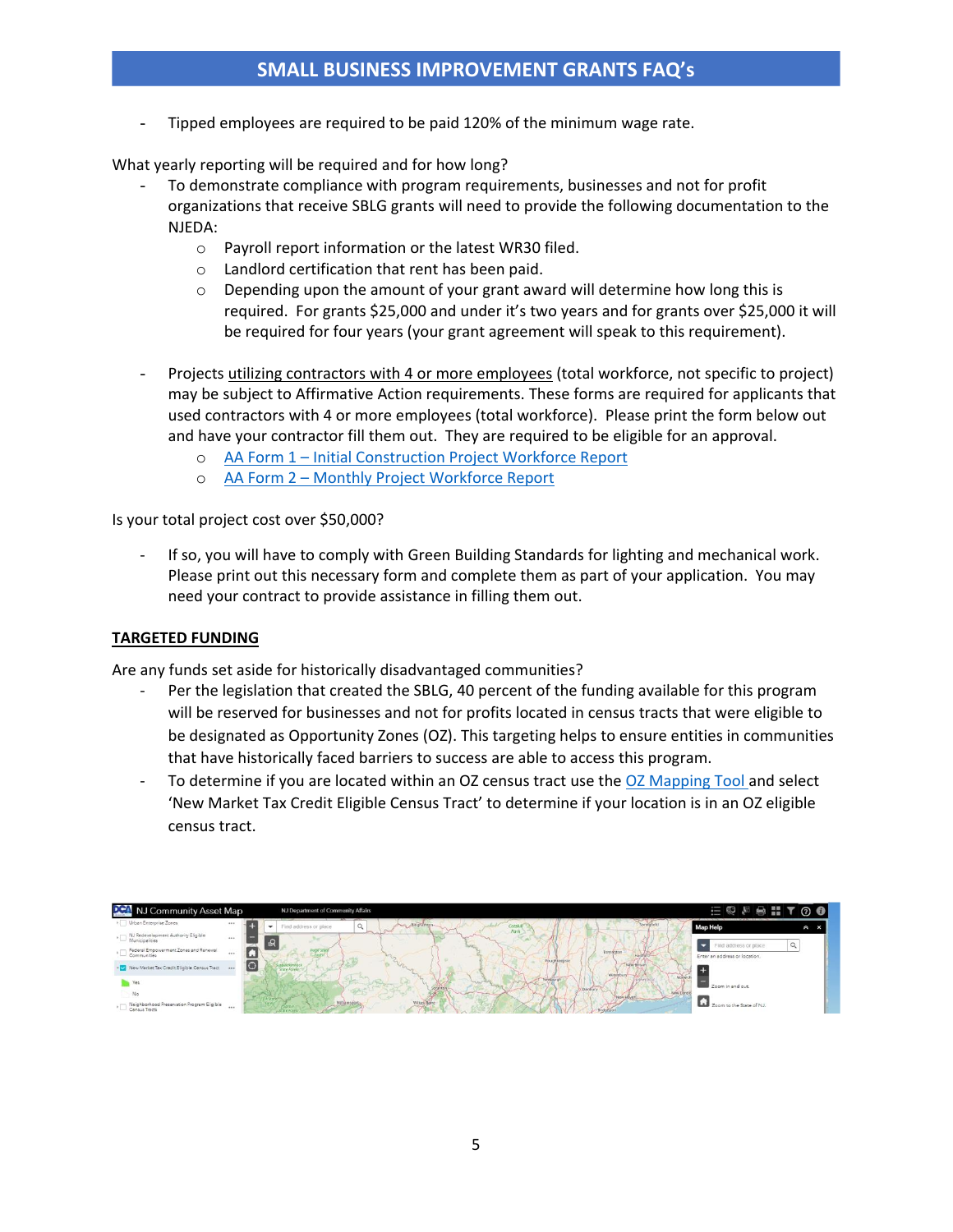- Tipped employees are required to be paid 120% of the minimum wage rate.

What yearly reporting will be required and for how long?

- To demonstrate compliance with program requirements, businesses and not for profit organizations that receive SBLG grants will need to provide the following documentation to the NJEDA:
  - Payroll report information or the latest WR30 filed.
  - Landlord certification that rent has been paid.
  - Depending upon the amount of your grant award will determine how long this is required. For grants $25,000 and under it's two years and for grants over $25,000 it will be required for four years (your grant agreement will speak to this requirement).

- Projects utilizing contractors with 4 or more employees (total workforce, not specific to project) may be subject to Affirmative Action requirements. These forms are required for applicants that used contractors with 4 or more employees (total workforce). Please print the form below out and have your contractor fill them out. They are required to be eligible for an approval.
  - AA Form 1 – Initial Construction Project Workforce Report
  - AA Form 2 – Monthly Project Workforce Report

Is your total project cost over $50,000?

- If so, you will have to comply with Green Building Standards for lighting and mechanical work. Please print out this necessary form and complete them as part of your application. You may need your contract to provide assistance in filling them out.

**TARGETED FUNDING**

Are any funds set aside for historically disadvantaged communities?

- Per the legislation that created the SBLG, 40 percent of the funding available for this program will be reserved for businesses and not for profits located in census tracts that were eligible to be designated as Opportunity Zones (OZ). This targeting helps to ensure entities in communities that have historically faced barriers to success are able to access this program.
- To determine if you are located within an OZ census tract use the OZ Mapping Tool and select 'New Market Tax Credit Eligible Census Tract' to determine if your location is in an OZ eligible census tract.